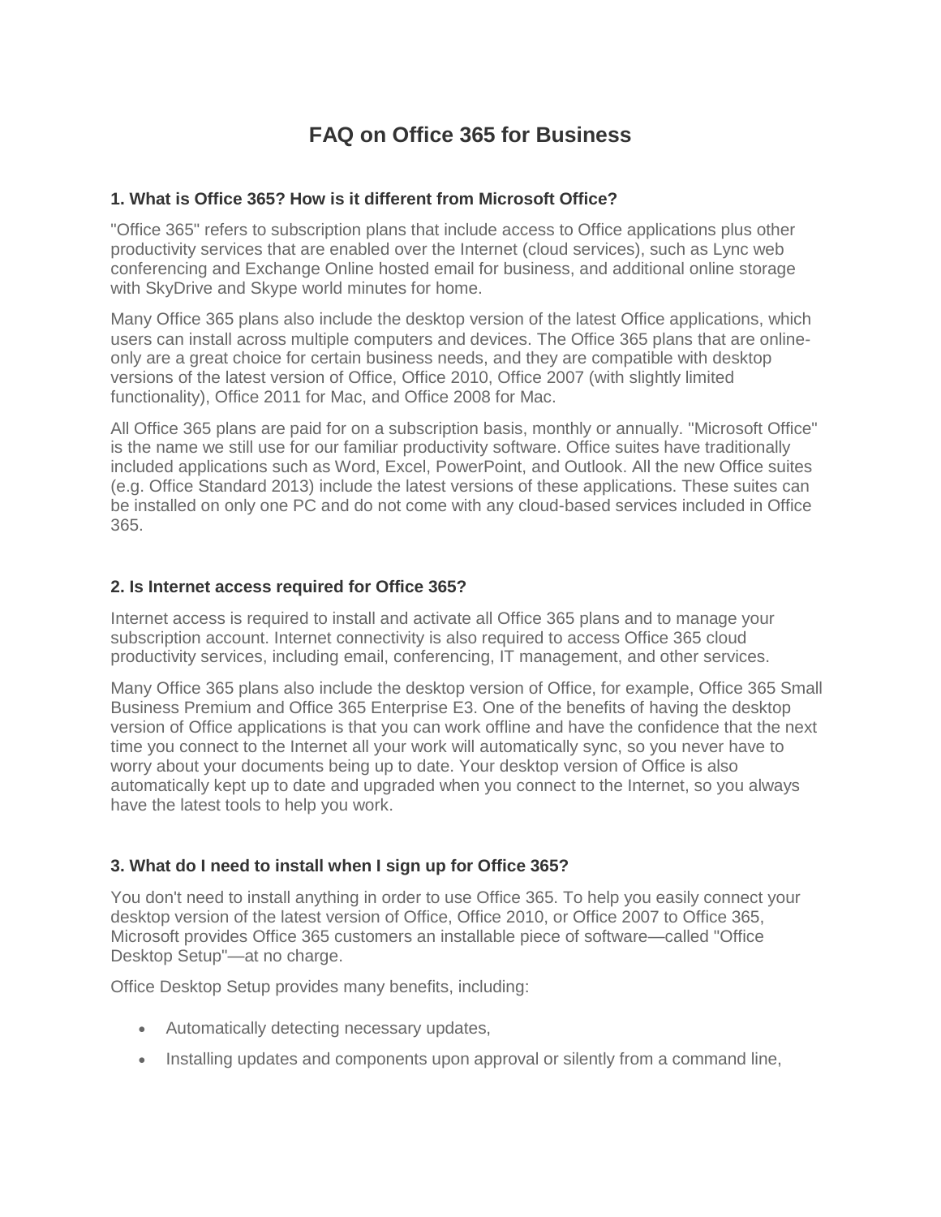# FAQ on Office 365 for Business

### 1. What is Office 365? How is it different from Microsoft Office?

"Office 365" refers to subscription plans that include access to Office applications plus other productivity services that are enabled over the Internet (cloud services), such as Lync web conferencing and Exchange Online hosted email for business, and additional online storage with SkyDrive and Skype world minutes for home.

Many Office 365 plans also include the desktop version of the latest Office applications, which users can install across multiple computers and devices. The Office 365 plans that are online-only are a great choice for certain business needs, and they are compatible with desktop versions of the latest version of Office, Office 2010, Office 2007 (with slightly limited functionality), Office 2011 for Mac, and Office 2008 for Mac.

All Office 365 plans are paid for on a subscription basis, monthly or annually. "Microsoft Office" is the name we still use for our familiar productivity software. Office suites have traditionally included applications such as Word, Excel, PowerPoint, and Outlook. All the new Office suites (e.g. Office Standard 2013) include the latest versions of these applications. These suites can be installed on only one PC and do not come with any cloud-based services included in Office 365.

### 2. Is Internet access required for Office 365?

Internet access is required to install and activate all Office 365 plans and to manage your subscription account. Internet connectivity is also required to access Office 365 cloud productivity services, including email, conferencing, IT management, and other services.

Many Office 365 plans also include the desktop version of Office, for example, Office 365 Small Business Premium and Office 365 Enterprise E3. One of the benefits of having the desktop version of Office applications is that you can work offline and have the confidence that the next time you connect to the Internet all your work will automatically sync, so you never have to worry about your documents being up to date. Your desktop version of Office is also automatically kept up to date and upgraded when you connect to the Internet, so you always have the latest tools to help you work.

### 3. What do I need to install when I sign up for Office 365?

You don't need to install anything in order to use Office 365. To help you easily connect your desktop version of the latest version of Office, Office 2010, or Office 2007 to Office 365, Microsoft provides Office 365 customers an installable piece of software—called "Office Desktop Setup"—at no charge.

Office Desktop Setup provides many benefits, including:

- Automatically detecting necessary updates,
- Installing updates and components upon approval or silently from a command line,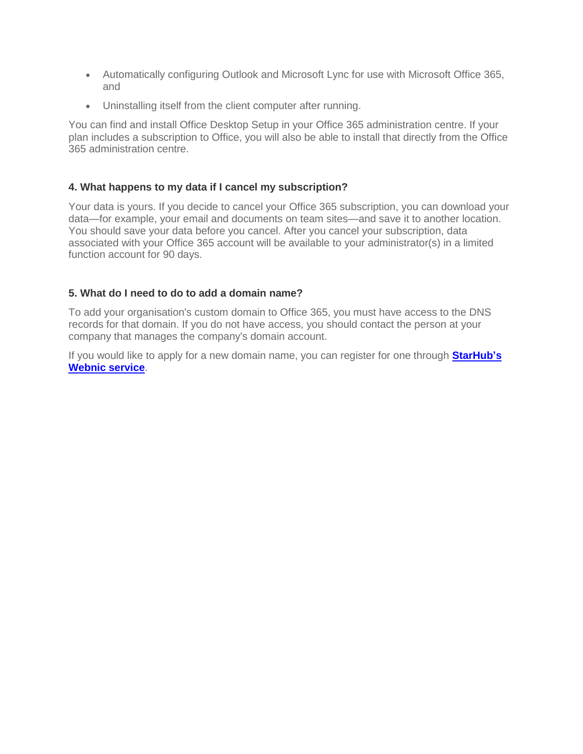- Automatically configuring Outlook and Microsoft Lync for use with Microsoft Office 365, and
- Uninstalling itself from the client computer after running.

You can find and install Office Desktop Setup in your Office 365 administration centre. If your plan includes a subscription to Office, you will also be able to install that directly from the Office 365 administration centre.

### 4. What happens to my data if I cancel my subscription?

Your data is yours. If you decide to cancel your Office 365 subscription, you can download your data—for example, your email and documents on team sites—and save it to another location. You should save your data before you cancel. After you cancel your subscription, data associated with your Office 365 account will be available to your administrator(s) in a limited function account for 90 days.

### 5. What do I need to do to add a domain name?

To add your organisation's custom domain to Office 365, you must have access to the DNS records for that domain. If you do not have access, you should contact the person at your company that manages the company's domain account.

If you would like to apply for a new domain name, you can register for one through **StarHub's Webnic service**.